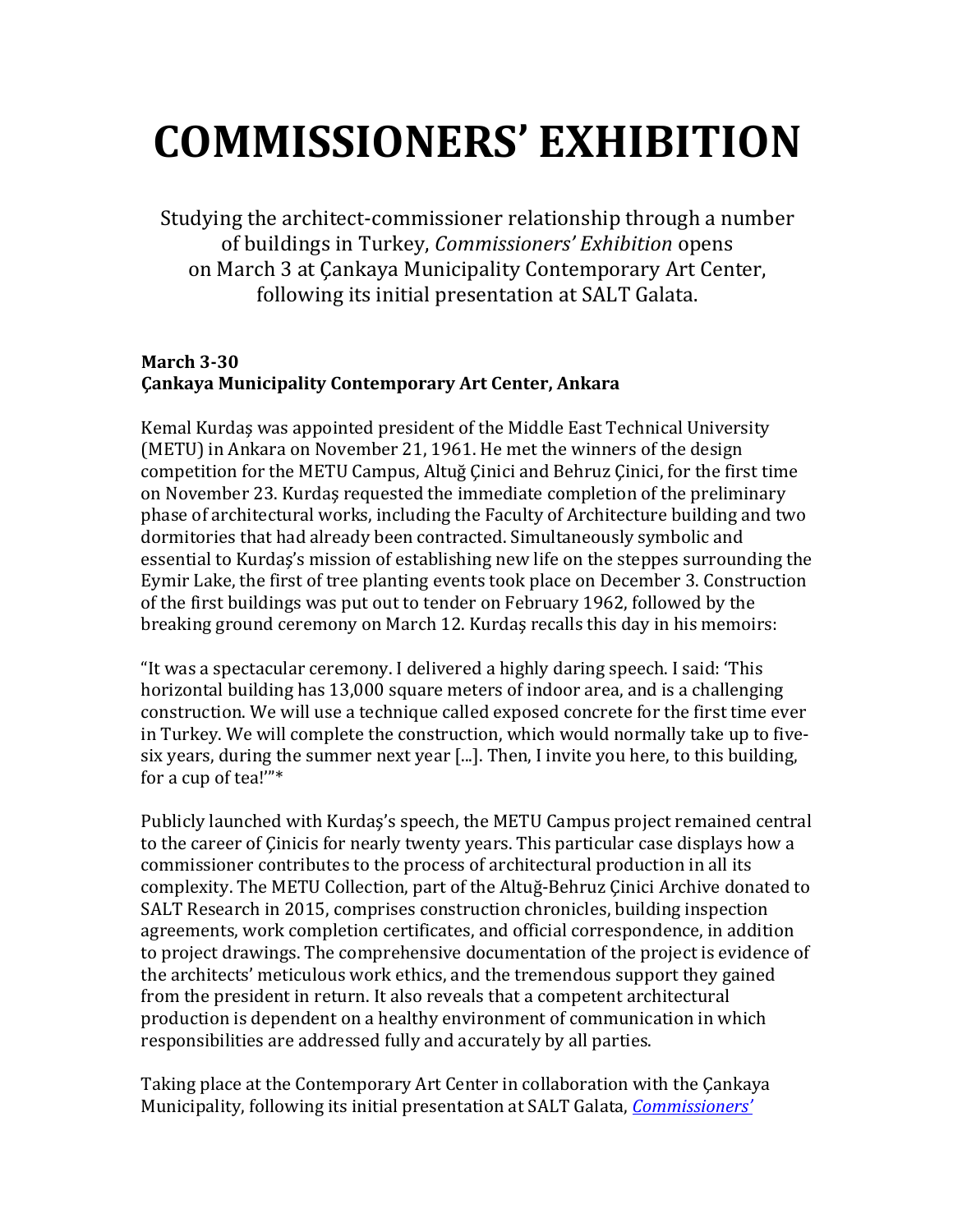# COMMISSIONERS' EXHIBITION

Studying the architect-commissioner relationship through a number of buildings in Turkey, *Commissioners' Exhibition* opens on March 3 at Çankaya Municipality Contemporary Art Center, following its initial presentation at SALT Galata.

**March 3-30**
**Çankaya Municipality Contemporary Art Center, Ankara**

Kemal Kurdaş was appointed president of the Middle East Technical University (METU) in Ankara on November 21, 1961. He met the winners of the design competition for the METU Campus, Altuğ Çinici and Behruz Çinici, for the first time on November 23. Kurdaş requested the immediate completion of the preliminary phase of architectural works, including the Faculty of Architecture building and two dormitories that had already been contracted. Simultaneously symbolic and essential to Kurdaş's mission of establishing new life on the steppes surrounding the Eymir Lake, the first of tree planting events took place on December 3. Construction of the first buildings was put out to tender on February 1962, followed by the breaking ground ceremony on March 12. Kurdaş recalls this day in his memoirs:

"It was a spectacular ceremony. I delivered a highly daring speech. I said: 'This horizontal building has 13,000 square meters of indoor area, and is a challenging construction. We will use a technique called exposed concrete for the first time ever in Turkey. We will complete the construction, which would normally take up to five-six years, during the summer next year [...]. Then, I invite you here, to this building, for a cup of tea!'"*

Publicly launched with Kurdaş's speech, the METU Campus project remained central to the career of Çinicis for nearly twenty years. This particular case displays how a commissioner contributes to the process of architectural production in all its complexity. The METU Collection, part of the Altuğ-Behruz Çinici Archive donated to SALT Research in 2015, comprises construction chronicles, building inspection agreements, work completion certificates, and official correspondence, in addition to project drawings. The comprehensive documentation of the project is evidence of the architects' meticulous work ethics, and the tremendous support they gained from the president in return. It also reveals that a competent architectural production is dependent on a healthy environment of communication in which responsibilities are addressed fully and accurately by all parties.

Taking place at the Contemporary Art Center in collaboration with the Çankaya Municipality, following its initial presentation at SALT Galata, *Commissioners'*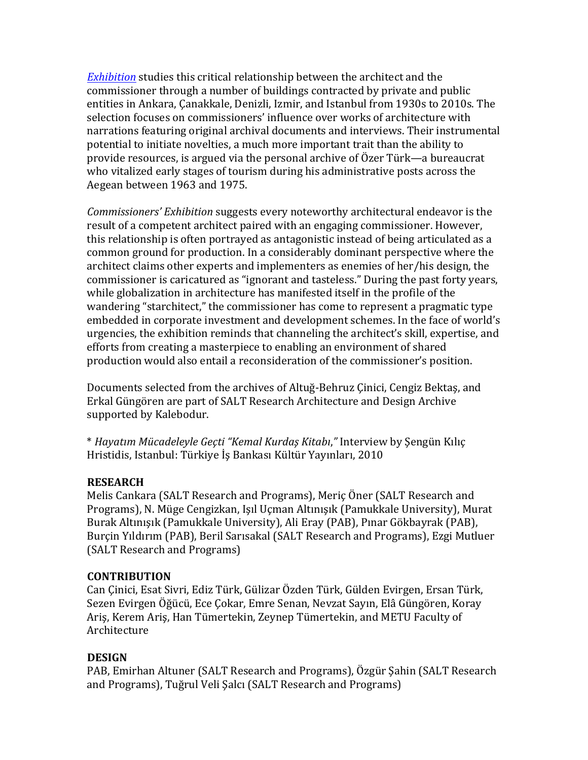*Exhibition* studies this critical relationship between the architect and the commissioner through a number of buildings contracted by private and public entities in Ankara, Çanakkale, Denizli, Izmir, and Istanbul from 1930s to 2010s. The selection focuses on commissioners' influence over works of architecture with narrations featuring original archival documents and interviews. Their instrumental potential to initiate novelties, a much more important trait than the ability to provide resources, is argued via the personal archive of Özer Türk—a bureaucrat who vitalized early stages of tourism during his administrative posts across the Aegean between 1963 and 1975.

*Commissioners' Exhibition* suggests every noteworthy architectural endeavor is the result of a competent architect paired with an engaging commissioner. However, this relationship is often portrayed as antagonistic instead of being articulated as a common ground for production. In a considerably dominant perspective where the architect claims other experts and implementers as enemies of her/his design, the commissioner is caricatured as "ignorant and tasteless." During the past forty years, while globalization in architecture has manifested itself in the profile of the wandering "starchitect," the commissioner has come to represent a pragmatic type embedded in corporate investment and development schemes. In the face of world's urgencies, the exhibition reminds that channeling the architect's skill, expertise, and efforts from creating a masterpiece to enabling an environment of shared production would also entail a reconsideration of the commissioner's position.

Documents selected from the archives of Altuğ-Behruz Çinici, Cengiz Bektaş, and Erkal Güngören are part of SALT Research Architecture and Design Archive supported by Kalebodur.

\* *Hayatım Mücadeleyle Geçti "Kemal Kurdaş Kitabı,"* Interview by Şengün Kılıç Hristidis, Istanbul: Türkiye İş Bankası Kültür Yayınları, 2010

**RESEARCH**
Melis Cankara (SALT Research and Programs), Meriç Öner (SALT Research and Programs), N. Müge Cengizkan, Işıl Uçman Altınışık (Pamukkale University), Murat Burak Altınışık (Pamukkale University), Ali Eray (PAB), Pınar Gökbayrak (PAB), Burçin Yıldırım (PAB), Beril Sarısakal (SALT Research and Programs), Ezgi Mutluer (SALT Research and Programs)

**CONTRIBUTION**
Can Çinici, Esat Sivri, Ediz Türk, Gülizar Özden Türk, Gülden Evirgen, Ersan Türk, Sezen Evirgen Öğücü, Ece Çokar, Emre Senan, Nevzat Sayın, Elâ Güngören, Koray Ariş, Kerem Ariş, Han Tümertekin, Zeynep Tümertekin, and METU Faculty of Architecture

**DESIGN**
PAB, Emirhan Altuner (SALT Research and Programs), Özgür Şahin (SALT Research and Programs), Tuğrul Veli Şalcı (SALT Research and Programs)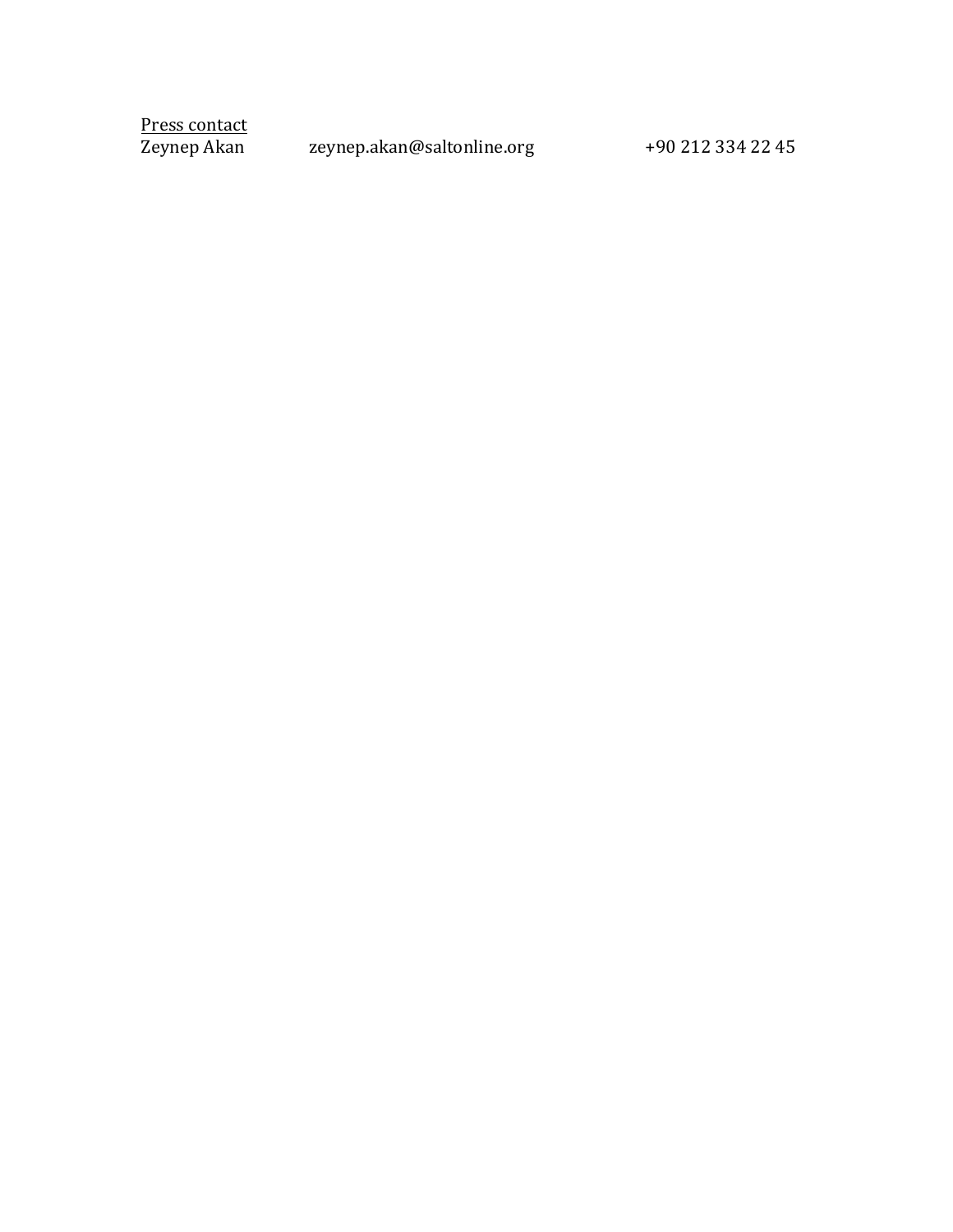<u>Press contact</u>

| | | |
|---|---|---|
| Zeynep Akan | zeynep.akan@saltonline.org | +90 212 334 22 45 |